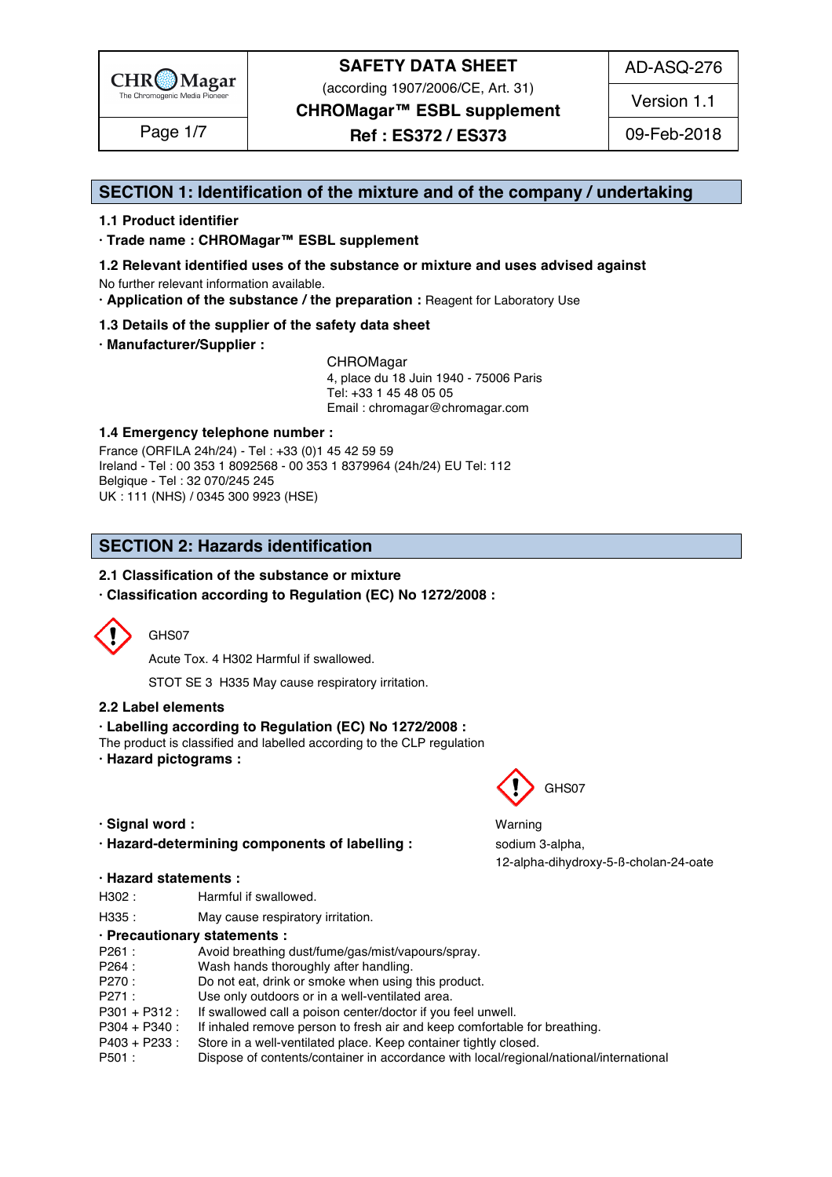| CHROMagar The Chromogenic Media Pioneer | SAFETY DATA SHEET (according 1907/2006/CE, Art. 31) CHROMagar™ ESBL supplement | AD-ASQ-276 |
|---|---|---|
| | | Version 1.1 |
| Page 1/7 | Ref : ES372 / ES373 | 09-Feb-2018 |

## SECTION 1: Identification of the mixture and of the company / undertaking

### 1.1 Product identifier

**· Trade name : CHROMagar™ ESBL supplement**

### 1.2 Relevant identified uses of the substance or mixture and uses advised against

No further relevant information available.

**· Application of the substance / the preparation :** Reagent for Laboratory Use

### 1.3 Details of the supplier of the safety data sheet

**· Manufacturer/Supplier :**

CHROMagar
4, place du 18 Juin 1940 - 75006 Paris
Tel: +33 1 45 48 05 05
Email : chromagar@chromagar.com

### 1.4 Emergency telephone number :

France (ORFILA 24h/24) - Tel : +33 (0)1 45 42 59 59
Ireland - Tel : 00 353 1 8092568 - 00 353 1 8379964 (24h/24) EU Tel: 112
Belgique - Tel : 32 070/245 245
UK : 111 (NHS) / 0345 300 9923 (HSE)

## SECTION 2: Hazards identification

### 2.1 Classification of the substance or mixture

**· Classification according to Regulation (EC) No 1272/2008 :**

GHS07

Acute Tox. 4 H302 Harmful if swallowed.

STOT SE 3 H335 May cause respiratory irritation.

### 2.2 Label elements

**· Labelling according to Regulation (EC) No 1272/2008 :**

The product is classified and labelled according to the CLP regulation

**· Hazard pictograms :** GHS07

**· Signal word :** Warning

**· Hazard-determining components of labelling :** sodium 3-alpha, 12-alpha-dihydroxy-5-ß-cholan-24-oate

**· Hazard statements :**

| | |
|---|---|
| H302 : | Harmful if swallowed. |
| H335 : | May cause respiratory irritation. |

**· Precautionary statements :**

| | |
|---|---|
| P261 : | Avoid breathing dust/fume/gas/mist/vapours/spray. |
| P264 : | Wash hands thoroughly after handling. |
| P270 : | Do not eat, drink or smoke when using this product. |
| P271 : | Use only outdoors or in a well-ventilated area. |
| P301 + P312 : | If swallowed call a poison center/doctor if you feel unwell. |
| P304 + P340 : | If inhaled remove person to fresh air and keep comfortable for breathing. |
| P403 + P233 : | Store in a well-ventilated place. Keep container tightly closed. |
| P501 : | Dispose of contents/container in accordance with local/regional/national/international |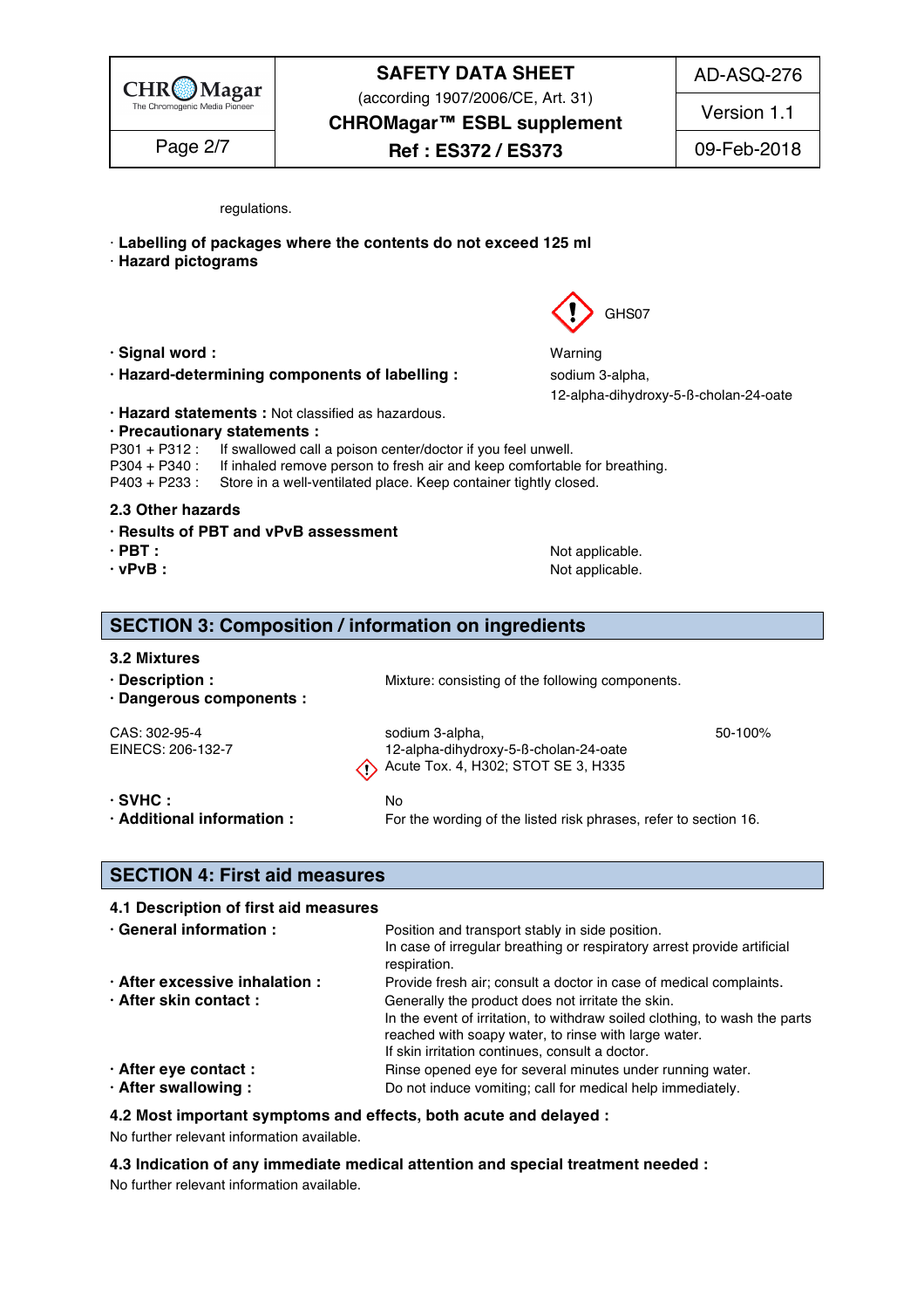regulations.

· **Labelling of packages where the contents do not exceed 125 ml**

· **Hazard pictograms**

GHS07

· **Signal word :** Warning

· **Hazard-determining components of labelling :** sodium 3-alpha, 12-alpha-dihydroxy-5-ß-cholan-24-oate

· **Hazard statements :** Not classified as hazardous.

· **Precautionary statements :**

P301 + P312 : If swallowed call a poison center/doctor if you feel unwell.
P304 + P340 : If inhaled remove person to fresh air and keep comfortable for breathing.
P403 + P233 : Store in a well-ventilated place. Keep container tightly closed.

### 2.3 Other hazards

· **Results of PBT and vPvB assessment**

· **PBT :** Not applicable.

· **vPvB :** Not applicable.

## SECTION 3: Composition / information on ingredients

### 3.2 Mixtures

· **Description :** Mixture: consisting of the following components.

· **Dangerous components :**

| | | |
|---|---|---|
| CAS: 302-95-4<br>EINECS: 206-132-7 | sodium 3-alpha,<br>12-alpha-dihydroxy-5-ß-cholan-24-oate<br>Acute Tox. 4, H302; STOT SE 3, H335 | 50-100% |

· **SVHC :** No

· **Additional information :** For the wording of the listed risk phrases, refer to section 16.

## SECTION 4: First aid measures

### 4.1 Description of first aid measures

· **General information :** Position and transport stably in side position.
In case of irregular breathing or respiratory arrest provide artificial respiration.

· **After excessive inhalation :** Provide fresh air; consult a doctor in case of medical complaints.

· **After skin contact :** Generally the product does not irritate the skin.
In the event of irritation, to withdraw soiled clothing, to wash the parts reached with soapy water, to rinse with large water.
If skin irritation continues, consult a doctor.

· **After eye contact :** Rinse opened eye for several minutes under running water.

· **After swallowing :** Do not induce vomiting; call for medical help immediately.

### 4.2 Most important symptoms and effects, both acute and delayed :

No further relevant information available.

### 4.3 Indication of any immediate medical attention and special treatment needed :

No further relevant information available.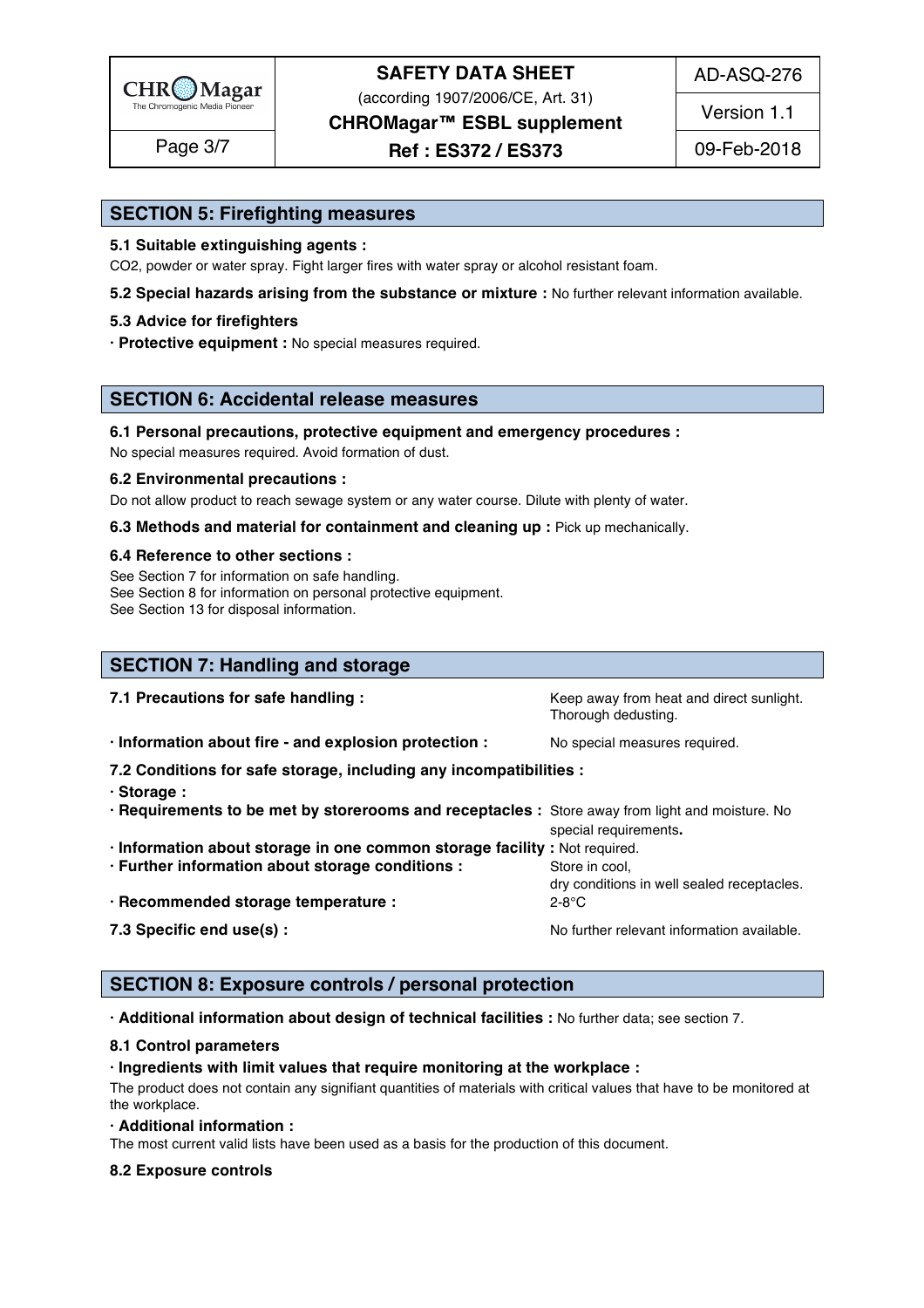## SECTION 5: Firefighting measures

**5.1 Suitable extinguishing agents :**

$CO_2$, powder or water spray. Fight larger fires with water spray or alcohol resistant foam.

**5.2 Special hazards arising from the substance or mixture :** No further relevant information available.

**5.3 Advice for firefighters**

· **Protective equipment :** No special measures required.

## SECTION 6: Accidental release measures

**6.1 Personal precautions, protective equipment and emergency procedures :**

No special measures required. Avoid formation of dust.

**6.2 Environmental precautions :**

Do not allow product to reach sewage system or any water course. Dilute with plenty of water.

**6.3 Methods and material for containment and cleaning up :** Pick up mechanically.

**6.4 Reference to other sections :**

See Section 7 for information on safe handling.
See Section 8 for information on personal protective equipment.
See Section 13 for disposal information.

## SECTION 7: Handling and storage

**7.1 Precautions for safe handling :** Keep away from heat and direct sunlight. Thorough dedusting.

· **Information about fire - and explosion protection :** No special measures required.

**7.2 Conditions for safe storage, including any incompatibilities :**

· **Storage :**

· **Requirements to be met by storerooms and receptacles :** Store away from light and moisture. No special requirements.

· **Information about storage in one common storage facility :** Not required.

· **Further information about storage conditions :** Store in cool, dry conditions in well sealed receptacles.

· **Recommended storage temperature :** 2-8°C

**7.3 Specific end use(s) :** No further relevant information available.

## SECTION 8: Exposure controls / personal protection

· **Additional information about design of technical facilities :** No further data; see section 7.

**8.1 Control parameters**

· **Ingredients with limit values that require monitoring at the workplace :**

The product does not contain any signifiant quantities of materials with critical values that have to be monitored at the workplace.

· **Additional information :**

The most current valid lists have been used as a basis for the production of this document.

**8.2 Exposure controls**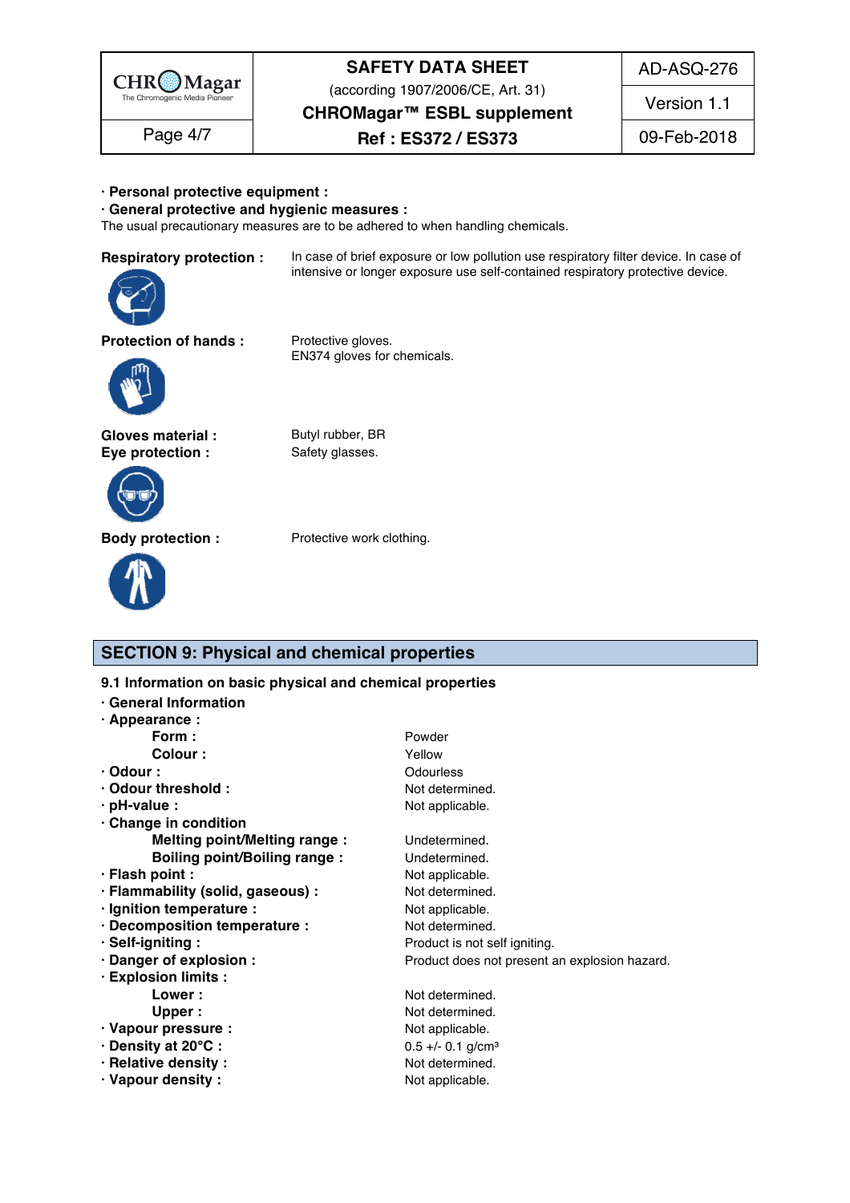· **Personal protective equipment :**

· **General protective and hygienic measures :**

The usual precautionary measures are to be adhered to when handling chemicals.

**Respiratory protection :** In case of brief exposure or low pollution use respiratory filter device. In case of intensive or longer exposure use self-contained respiratory protective device.

**Protection of hands :** Protective gloves.
EN374 gloves for chemicals.

**Gloves material :** Butyl rubber, BR

**Eye protection :** Safety glasses.

**Body protection :** Protective work clothing.

## SECTION 9: Physical and chemical properties

### 9.1 Information on basic physical and chemical properties

· **General Information**

· **Appearance :**

- **Form :** Powder
- **Colour :** Yellow

· **Odour :** Odourless

· **Odour threshold :** Not determined.

· **pH-value :** Not applicable.

· **Change in condition**

- **Melting point/Melting range :** Undetermined.
- **Boiling point/Boiling range :** Undetermined.

· **Flash point :** Not applicable.

· **Flammability (solid, gaseous) :** Not determined.

· **Ignition temperature :** Not applicable.

· **Decomposition temperature :** Not determined.

· **Self-igniting :** Product is not self igniting.

· **Danger of explosion :** Product does not present an explosion hazard.

· **Explosion limits :**

- **Lower :** Not determined.
- **Upper :** Not determined.

· **Vapour pressure :** Not applicable.

· **Density at 20°C :** 0.5 +/- 0.1 g/cm³

· **Relative density :** Not determined.

· **Vapour density :** Not applicable.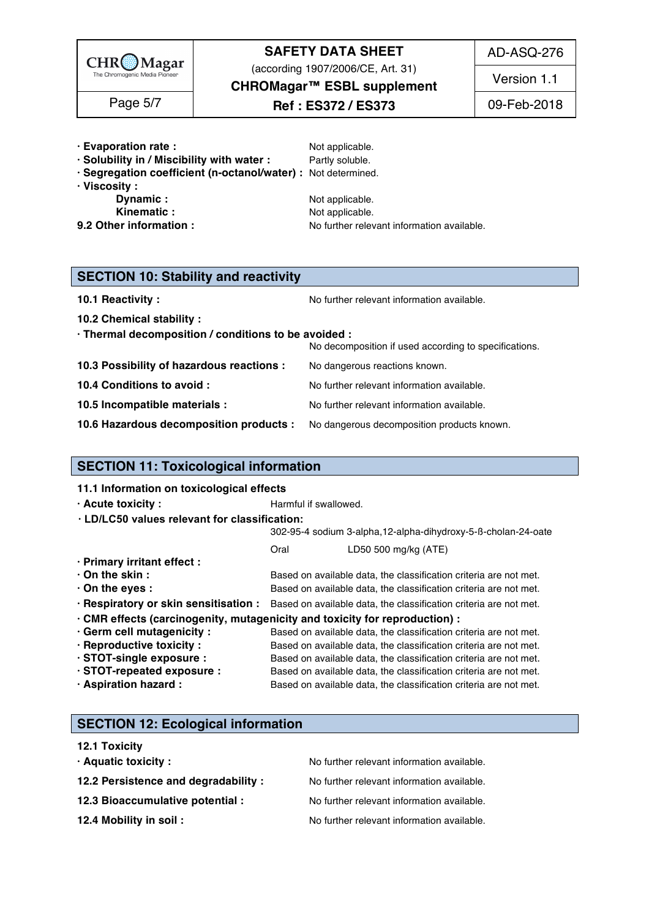- **· Evaporation rate :** Not applicable.
- **· Solubility in / Miscibility with water :** Partly soluble.
- **· Segregation coefficient (n-octanol/water) :** Not determined.
- **· Viscosity :**
  - **Dynamic :** Not applicable.
  - **Kinematic :** Not applicable.

**9.2 Other information :** No further relevant information available.

## SECTION 10: Stability and reactivity

**10.1 Reactivity :** No further relevant information available.

**10.2 Chemical stability :**

**· Thermal decomposition / conditions to be avoided :**
No decomposition if used according to specifications.

**10.3 Possibility of hazardous reactions :** No dangerous reactions known.

**10.4 Conditions to avoid :** No further relevant information available.

**10.5 Incompatible materials :** No further relevant information available.

**10.6 Hazardous decomposition products :** No dangerous decomposition products known.

## SECTION 11: Toxicological information

**11.1 Information on toxicological effects**

**· Acute toxicity :** Harmful if swallowed.

**· LD/LC50 values relevant for classification:**

302-95-4 sodium 3-alpha,12-alpha-dihydroxy-5-ß-cholan-24-oate

| Oral | LD50 500 mg/kg (ATE) |
|---|---|

**· Primary irritant effect :**

- **· On the skin :** Based on available data, the classification criteria are not met.
- **· On the eyes :** Based on available data, the classification criteria are not met.

**· Respiratory or skin sensitisation :** Based on available data, the classification criteria are not met.

**· CMR effects (carcinogenity, mutagenicity and toxicity for reproduction) :**

- **· Germ cell mutagenicity :** Based on available data, the classification criteria are not met.
- **· Reproductive toxicity :** Based on available data, the classification criteria are not met.
- **· STOT-single exposure :** Based on available data, the classification criteria are not met.
- **· STOT-repeated exposure :** Based on available data, the classification criteria are not met.
- **· Aspiration hazard :** Based on available data, the classification criteria are not met.

## SECTION 12: Ecological information

**12.1 Toxicity**

**· Aquatic toxicity :** No further relevant information available.

**12.2 Persistence and degradability :** No further relevant information available.

**12.3 Bioaccumulative potential :** No further relevant information available.

**12.4 Mobility in soil :** No further relevant information available.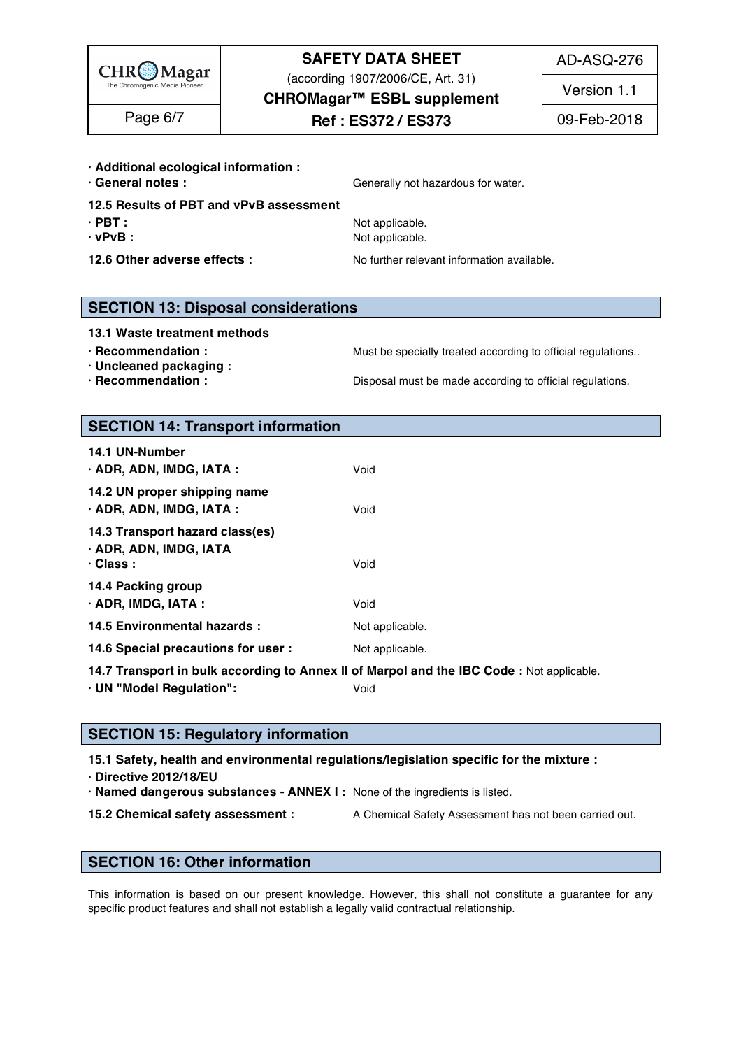· **Additional ecological information :**

· **General notes :** Generally not hazardous for water.

**12.5 Results of PBT and vPvB assessment**

· **PBT :** Not applicable.

· **vPvB :** Not applicable.

**12.6 Other adverse effects :** No further relevant information available.

## SECTION 13: Disposal considerations

**13.1 Waste treatment methods**

· **Recommendation :** Must be specially treated according to official regulations..

· **Uncleaned packaging :**

· **Recommendation :** Disposal must be made according to official regulations.

## SECTION 14: Transport information

**14.1 UN-Number**

· **ADR, ADN, IMDG, IATA :** Void

**14.2 UN proper shipping name**

· **ADR, ADN, IMDG, IATA :** Void

**14.3 Transport hazard class(es)**

· **ADR, ADN, IMDG, IATA**

· **Class :** Void

**14.4 Packing group**

· **ADR, IMDG, IATA :** Void

**14.5 Environmental hazards :** Not applicable.

**14.6 Special precautions for user :** Not applicable.

**14.7 Transport in bulk according to Annex II of Marpol and the IBC Code :** Not applicable.

· **UN "Model Regulation":** Void

## SECTION 15: Regulatory information

**15.1 Safety, health and environmental regulations/legislation specific for the mixture :**

· **Directive 2012/18/EU**

· **Named dangerous substances - ANNEX I :** None of the ingredients is listed.

**15.2 Chemical safety assessment :** A Chemical Safety Assessment has not been carried out.

## SECTION 16: Other information

This information is based on our present knowledge. However, this shall not constitute a guarantee for any specific product features and shall not establish a legally valid contractual relationship.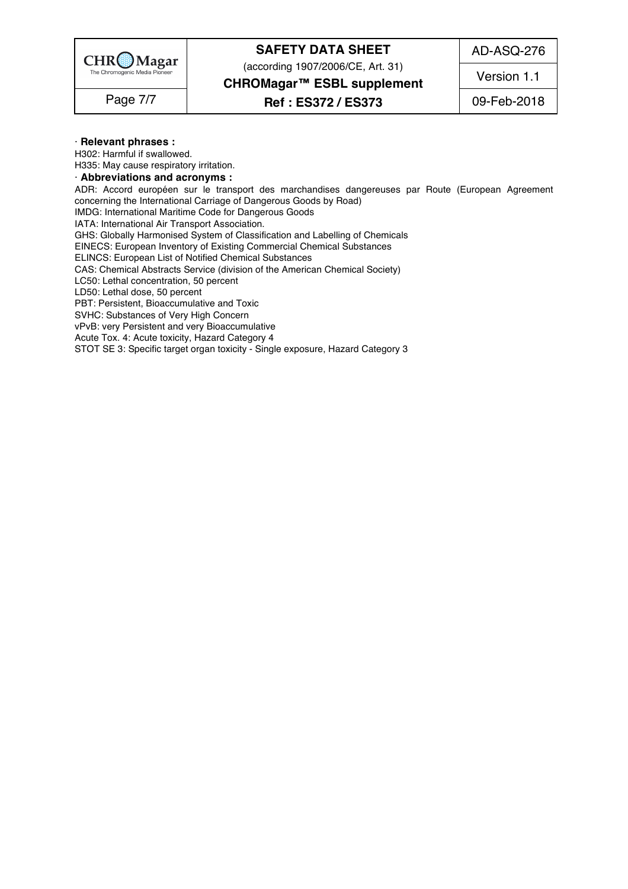· **Relevant phrases :**

H302: Harmful if swallowed.

H335: May cause respiratory irritation.

· **Abbreviations and acronyms :**

ADR: Accord européen sur le transport des marchandises dangereuses par Route (European Agreement concerning the International Carriage of Dangerous Goods by Road)

IMDG: International Maritime Code for Dangerous Goods

IATA: International Air Transport Association.

GHS: Globally Harmonised System of Classification and Labelling of Chemicals

EINECS: European Inventory of Existing Commercial Chemical Substances

ELINCS: European List of Notified Chemical Substances

CAS: Chemical Abstracts Service (division of the American Chemical Society)

LC50: Lethal concentration, 50 percent

LD50: Lethal dose, 50 percent

PBT: Persistent, Bioaccumulative and Toxic

SVHC: Substances of Very High Concern

vPvB: very Persistent and very Bioaccumulative

Acute Tox. 4: Acute toxicity, Hazard Category 4

STOT SE 3: Specific target organ toxicity - Single exposure, Hazard Category 3